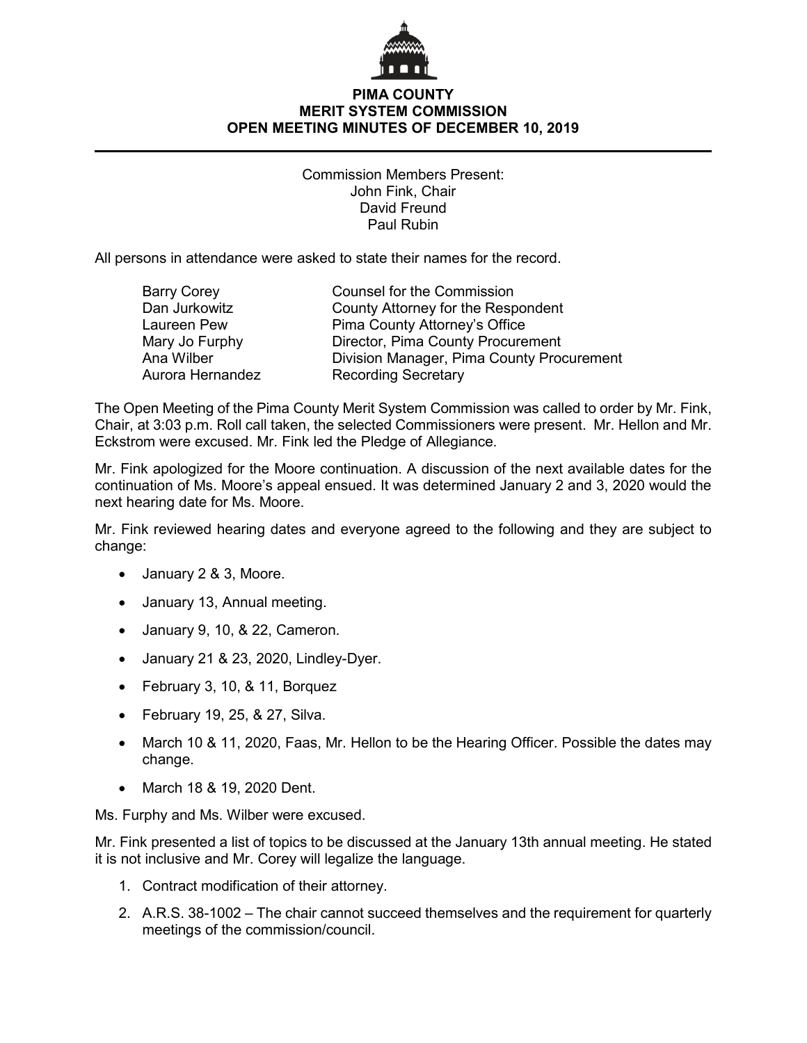# PIMA COUNTY
# MERIT SYSTEM COMMISSION
# OPEN MEETING MINUTES OF DECEMBER 10, 2019

Commission Members Present:
John Fink, Chair
David Freund
Paul Rubin

All persons in attendance were asked to state their names for the record.

| | |
|---|---|
| Barry Corey | Counsel for the Commission |
| Dan Jurkowitz | County Attorney for the Respondent |
| Laureen Pew | Pima County Attorney's Office |
| Mary Jo Furphy | Director, Pima County Procurement |
| Ana Wilber | Division Manager, Pima County Procurement |
| Aurora Hernandez | Recording Secretary |

The Open Meeting of the Pima County Merit System Commission was called to order by Mr. Fink, Chair, at 3:03 p.m. Roll call taken, the selected Commissioners were present. Mr. Hellon and Mr. Eckstrom were excused. Mr. Fink led the Pledge of Allegiance.

Mr. Fink apologized for the Moore continuation. A discussion of the next available dates for the continuation of Ms. Moore's appeal ensued. It was determined January 2 and 3, 2020 would the next hearing date for Ms. Moore.

Mr. Fink reviewed hearing dates and everyone agreed to the following and they are subject to change:

- January 2 & 3, Moore.
- January 13, Annual meeting.
- January 9, 10, & 22, Cameron.
- January 21 & 23, 2020, Lindley-Dyer.
- February 3, 10, & 11, Borquez
- February 19, 25, & 27, Silva.
- March 10 & 11, 2020, Faas, Mr. Hellon to be the Hearing Officer. Possible the dates may change.
- March 18 & 19, 2020 Dent.

Ms. Furphy and Ms. Wilber were excused.

Mr. Fink presented a list of topics to be discussed at the January 13th annual meeting. He stated it is not inclusive and Mr. Corey will legalize the language.

1. Contract modification of their attorney.
2. A.R.S. 38-1002 – The chair cannot succeed themselves and the requirement for quarterly meetings of the commission/council.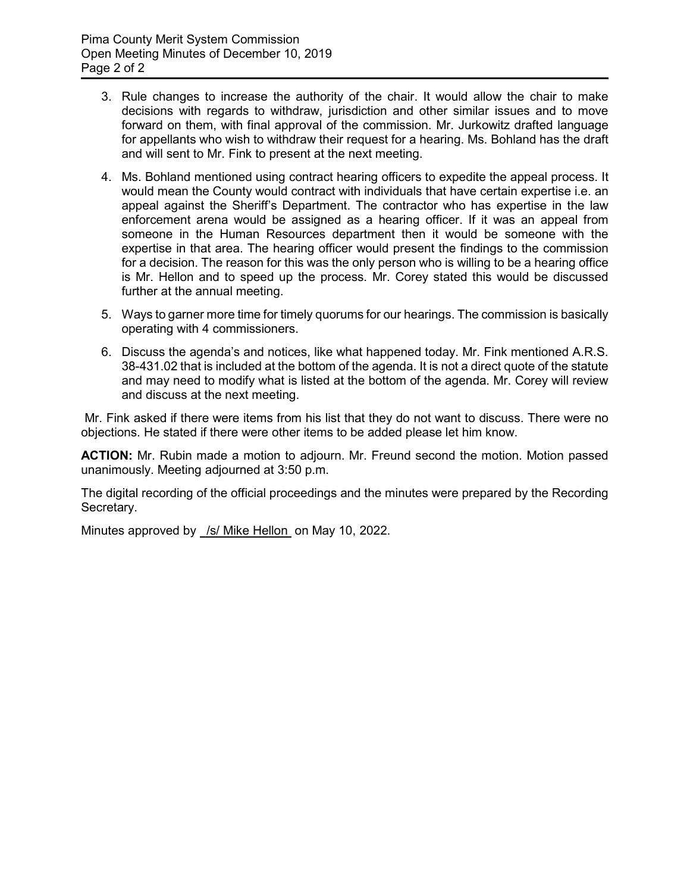3. Rule changes to increase the authority of the chair. It would allow the chair to make decisions with regards to withdraw, jurisdiction and other similar issues and to move forward on them, with final approval of the commission. Mr. Jurkowitz drafted language for appellants who wish to withdraw their request for a hearing. Ms. Bohland has the draft and will sent to Mr. Fink to present at the next meeting.

4. Ms. Bohland mentioned using contract hearing officers to expedite the appeal process. It would mean the County would contract with individuals that have certain expertise i.e. an appeal against the Sheriff's Department. The contractor who has expertise in the law enforcement arena would be assigned as a hearing officer. If it was an appeal from someone in the Human Resources department then it would be someone with the expertise in that area. The hearing officer would present the findings to the commission for a decision. The reason for this was the only person who is willing to be a hearing office is Mr. Hellon and to speed up the process. Mr. Corey stated this would be discussed further at the annual meeting.

5. Ways to garner more time for timely quorums for our hearings. The commission is basically operating with 4 commissioners.

6. Discuss the agenda's and notices, like what happened today. Mr. Fink mentioned A.R.S. 38-431.02 that is included at the bottom of the agenda. It is not a direct quote of the statute and may need to modify what is listed at the bottom of the agenda. Mr. Corey will review and discuss at the next meeting.

Mr. Fink asked if there were items from his list that they do not want to discuss. There were no objections. He stated if there were other items to be added please let him know.

**ACTION:** Mr. Rubin made a motion to adjourn. Mr. Freund second the motion. Motion passed unanimously. Meeting adjourned at 3:50 p.m.

The digital recording of the official proceedings and the minutes were prepared by the Recording Secretary.

Minutes approved by /s/ Mike Hellon on May 10, 2022.